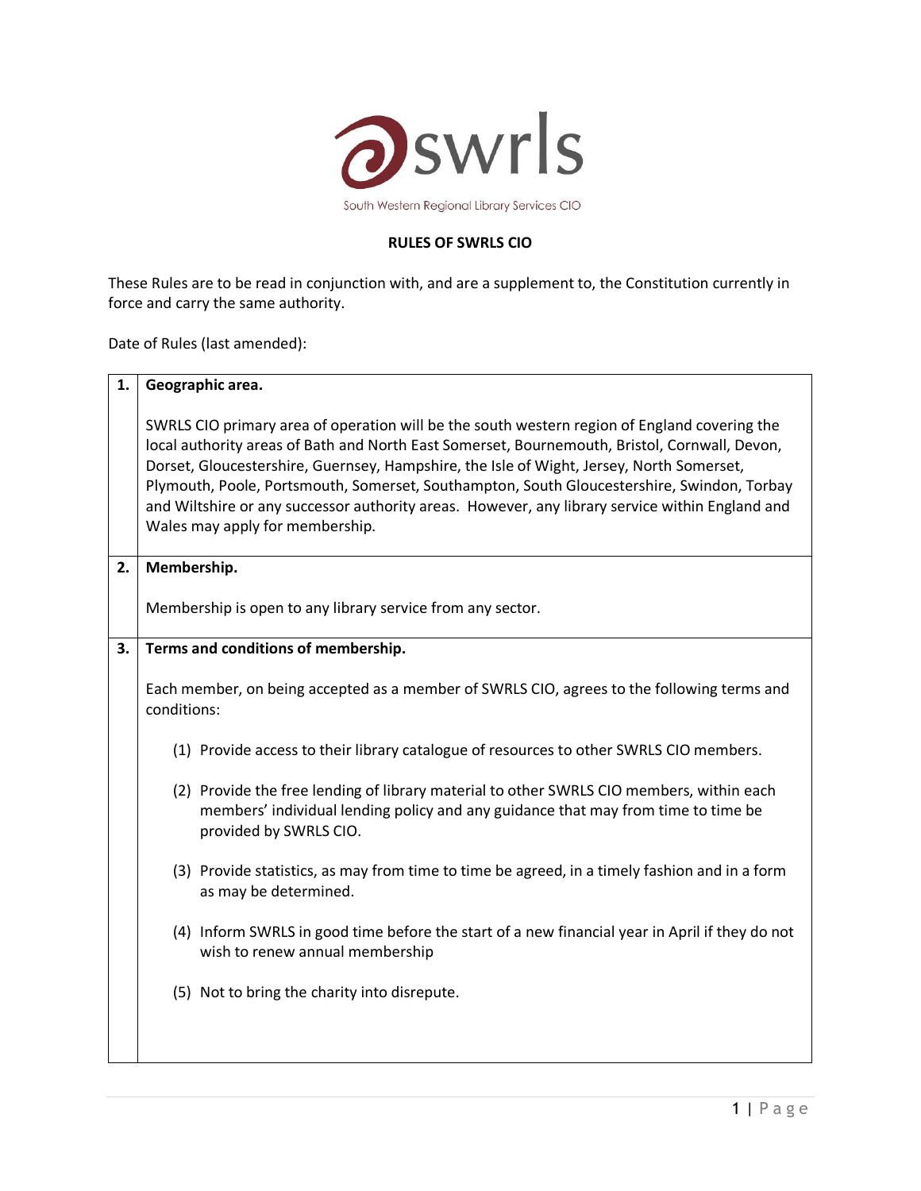swrls

South Western Regional Library Services CIO

# RULES OF SWRLS CIO

These Rules are to be read in conjunction with, and are a supplement to, the Constitution currently in force and carry the same authority.

Date of Rules (last amended):

| | |
|---|---|
| **1.** | **Geographic area.**<br><br>SWRLS CIO primary area of operation will be the south western region of England covering the local authority areas of Bath and North East Somerset, Bournemouth, Bristol, Cornwall, Devon, Dorset, Gloucestershire, Guernsey, Hampshire, the Isle of Wight, Jersey, North Somerset, Plymouth, Poole, Portsmouth, Somerset, Southampton, South Gloucestershire, Swindon, Torbay and Wiltshire or any successor authority areas. However, any library service within England and Wales may apply for membership. |
| **2.** | **Membership.**<br><br>Membership is open to any library service from any sector. |
| **3.** | **Terms and conditions of membership.**<br><br>Each member, on being accepted as a member of SWRLS CIO, agrees to the following terms and conditions:<br><br>(1) Provide access to their library catalogue of resources to other SWRLS CIO members.<br><br>(2) Provide the free lending of library material to other SWRLS CIO members, within each members' individual lending policy and any guidance that may from time to time be provided by SWRLS CIO.<br><br>(3) Provide statistics, as may from time to time be agreed, in a timely fashion and in a form as may be determined.<br><br>(4) Inform SWRLS in good time before the start of a new financial year in April if they do not wish to renew annual membership<br><br>(5) Not to bring the charity into disrepute. |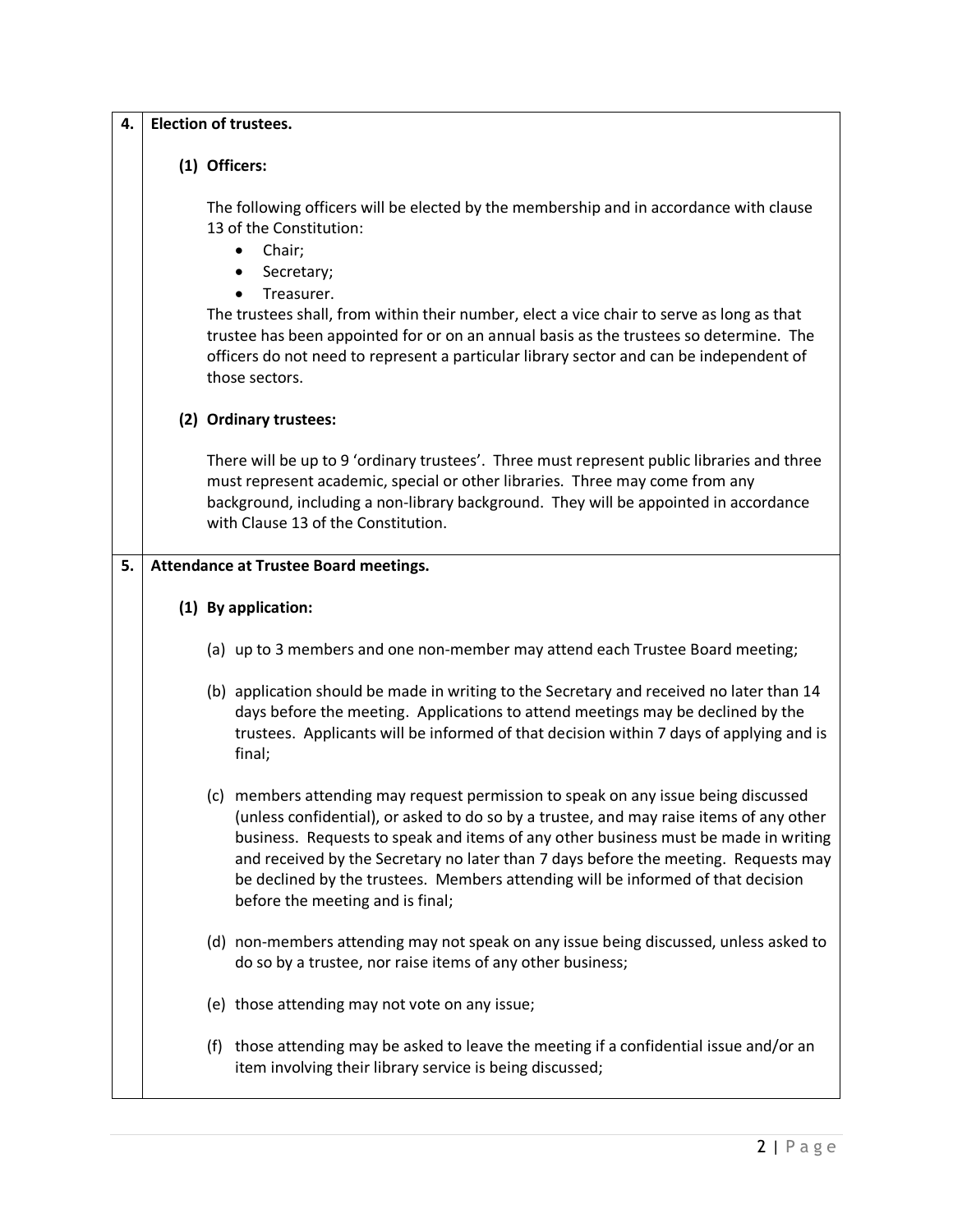**4. Election of trustees.**

**(1) Officers:**

The following officers will be elected by the membership and in accordance with clause 13 of the Constitution:

- Chair;
- Secretary;
- Treasurer.

The trustees shall, from within their number, elect a vice chair to serve as long as that trustee has been appointed for or on an annual basis as the trustees so determine. The officers do not need to represent a particular library sector and can be independent of those sectors.

**(2) Ordinary trustees:**

There will be up to 9 'ordinary trustees'. Three must represent public libraries and three must represent academic, special or other libraries. Three may come from any background, including a non-library background. They will be appointed in accordance with Clause 13 of the Constitution.

**5. Attendance at Trustee Board meetings.**

**(1) By application:**

(a) up to 3 members and one non-member may attend each Trustee Board meeting;

(b) application should be made in writing to the Secretary and received no later than 14 days before the meeting. Applications to attend meetings may be declined by the trustees. Applicants will be informed of that decision within 7 days of applying and is final;

(c) members attending may request permission to speak on any issue being discussed (unless confidential), or asked to do so by a trustee, and may raise items of any other business. Requests to speak and items of any other business must be made in writing and received by the Secretary no later than 7 days before the meeting. Requests may be declined by the trustees. Members attending will be informed of that decision before the meeting and is final;

(d) non-members attending may not speak on any issue being discussed, unless asked to do so by a trustee, nor raise items of any other business;

(e) those attending may not vote on any issue;

(f) those attending may be asked to leave the meeting if a confidential issue and/or an item involving their library service is being discussed;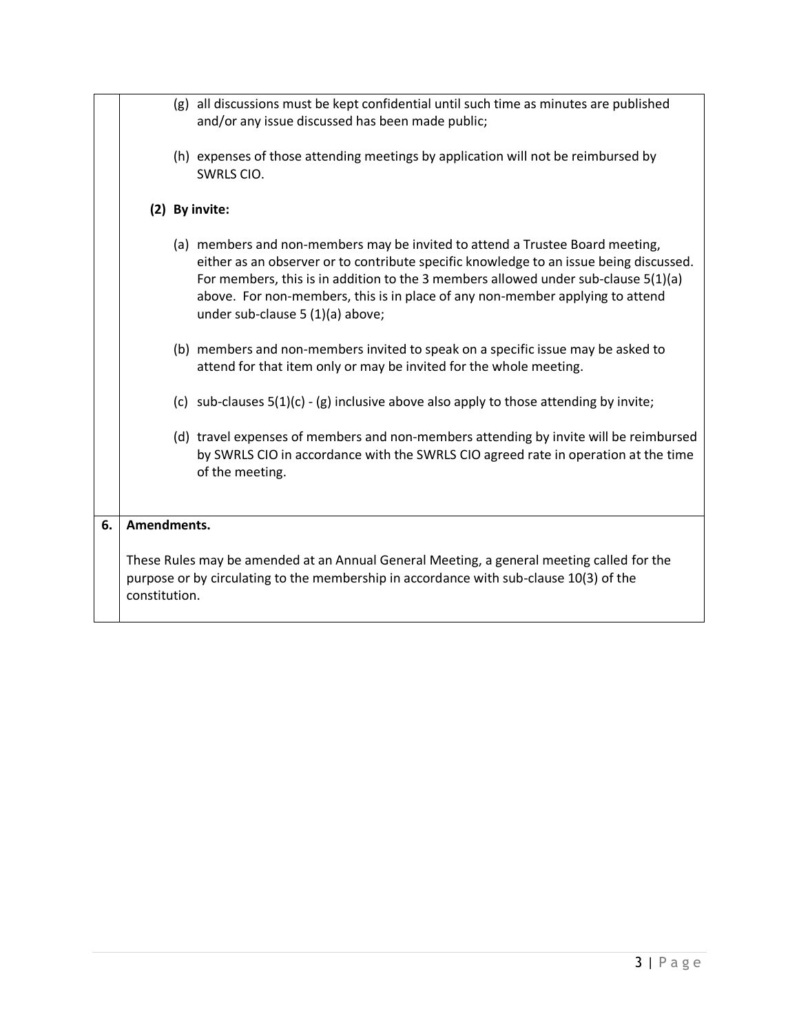(g) all discussions must be kept confidential until such time as minutes are published and/or any issue discussed has been made public;

(h) expenses of those attending meetings by application will not be reimbursed by SWRLS CIO.

**(2) By invite:**

(a) members and non-members may be invited to attend a Trustee Board meeting, either as an observer or to contribute specific knowledge to an issue being discussed. For members, this is in addition to the 3 members allowed under sub-clause 5(1)(a) above. For non-members, this is in place of any non-member applying to attend under sub-clause 5 (1)(a) above;

(b) members and non-members invited to speak on a specific issue may be asked to attend for that item only or may be invited for the whole meeting.

(c) sub-clauses 5(1)(c) - (g) inclusive above also apply to those attending by invite;

(d) travel expenses of members and non-members attending by invite will be reimbursed by SWRLS CIO in accordance with the SWRLS CIO agreed rate in operation at the time of the meeting.

**6. Amendments.**

These Rules may be amended at an Annual General Meeting, a general meeting called for the purpose or by circulating to the membership in accordance with sub-clause 10(3) of the constitution.